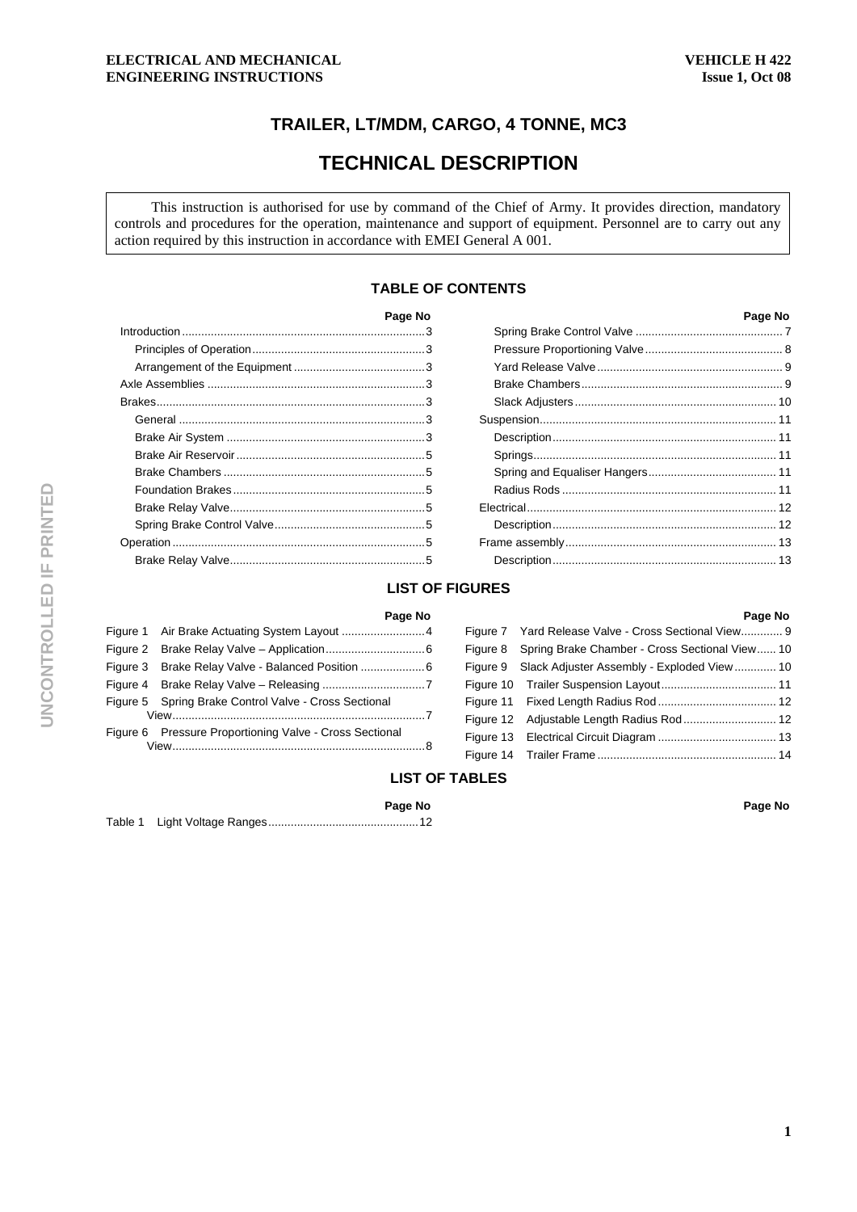**ELECTRICAL AND MECHANICAL ENGINEERING INSTRUCTIONS**

**VEHICLE H 422**
**Issue 1, Oct 08**

# TRAILER, LT/MDM, CARGO, 4 TONNE, MC3

# TECHNICAL DESCRIPTION

> This instruction is authorised for use by command of the Chief of Army. It provides direction, mandatory controls and procedures for the operation, maintenance and support of equipment. Personnel are to carry out any action required by this instruction in accordance with EMEI General A 001.

## TABLE OF CONTENTS

| | Page No |
|---|---|
| Introduction | 3 |
| Principles of Operation | 3 |
| Arrangement of the Equipment | 3 |
| Axle Assemblies | 3 |
| Brakes | 3 |
| General | 3 |
| Brake Air System | 3 |
| Brake Air Reservoir | 5 |
| Brake Chambers | 5 |
| Foundation Brakes | 5 |
| Brake Relay Valve | 5 |
| Spring Brake Control Valve | 5 |
| Operation | 5 |
| Brake Relay Valve | 5 |
| Spring Brake Control Valve | 7 |
| Pressure Proportioning Valve | 8 |
| Yard Release Valve | 9 |
| Brake Chambers | 9 |
| Slack Adjusters | 10 |
| Suspension | 11 |
| Description | 11 |
| Springs | 11 |
| Spring and Equaliser Hangers | 11 |
| Radius Rods | 11 |
| Electrical | 12 |
| Description | 12 |
| Frame assembly | 13 |
| Description | 13 |

## LIST OF FIGURES

| | Page No |
|---|---|
| Figure 1 Air Brake Actuating System Layout | 4 |
| Figure 2 Brake Relay Valve – Application | 6 |
| Figure 3 Brake Relay Valve - Balanced Position | 6 |
| Figure 4 Brake Relay Valve – Releasing | 7 |
| Figure 5 Spring Brake Control Valve - Cross Sectional View | 7 |
| Figure 6 Pressure Proportioning Valve - Cross Sectional View | 8 |
| Figure 7 Yard Release Valve - Cross Sectional View | 9 |
| Figure 8 Spring Brake Chamber - Cross Sectional View | 10 |
| Figure 9 Slack Adjuster Assembly - Exploded View | 10 |
| Figure 10 Trailer Suspension Layout | 11 |
| Figure 11 Fixed Length Radius Rod | 12 |
| Figure 12 Adjustable Length Radius Rod | 12 |
| Figure 13 Electrical Circuit Diagram | 13 |
| Figure 14 Trailer Frame | 14 |

## LIST OF TABLES

| | Page No |
|---|---|
| Table 1 Light Voltage Ranges | 12 |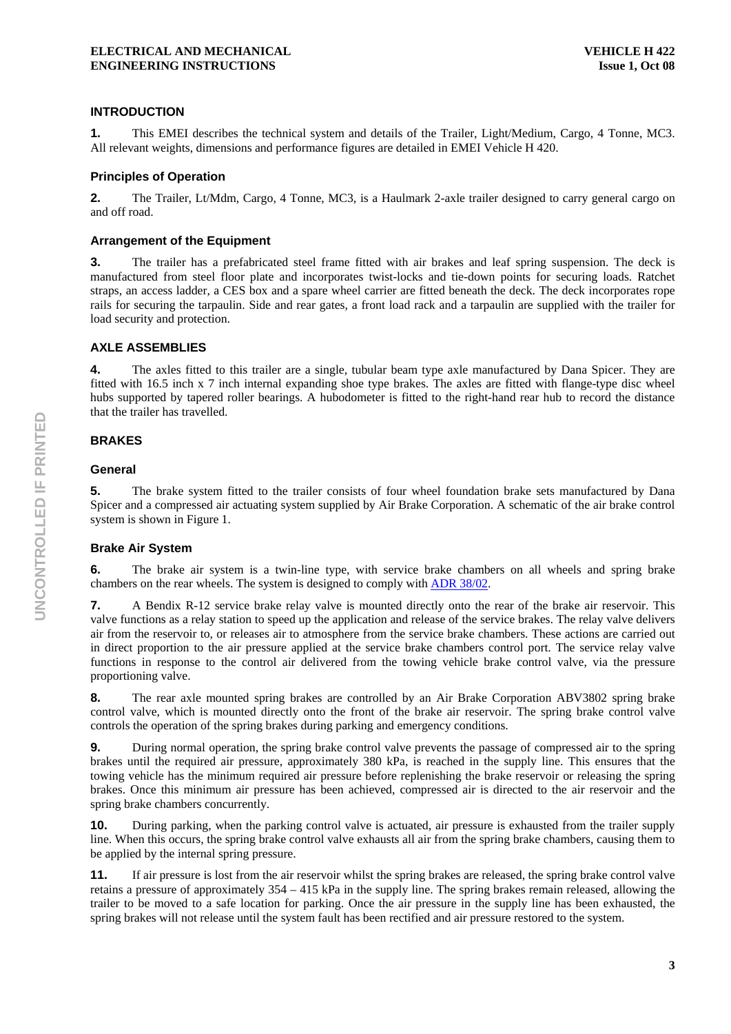## INTRODUCTION

**1.** This EMEI describes the technical system and details of the Trailer, Light/Medium, Cargo, 4 Tonne, MC3. All relevant weights, dimensions and performance figures are detailed in EMEI Vehicle H 420.

### Principles of Operation

**2.** The Trailer, Lt/Mdm, Cargo, 4 Tonne, MC3, is a Haulmark 2-axle trailer designed to carry general cargo on and off road.

### Arrangement of the Equipment

**3.** The trailer has a prefabricated steel frame fitted with air brakes and leaf spring suspension. The deck is manufactured from steel floor plate and incorporates twist-locks and tie-down points for securing loads. Ratchet straps, an access ladder, a CES box and a spare wheel carrier are fitted beneath the deck. The deck incorporates rope rails for securing the tarpaulin. Side and rear gates, a front load rack and a tarpaulin are supplied with the trailer for load security and protection.

## AXLE ASSEMBLIES

**4.** The axles fitted to this trailer are a single, tubular beam type axle manufactured by Dana Spicer. They are fitted with 16.5 inch x 7 inch internal expanding shoe type brakes. The axles are fitted with flange-type disc wheel hubs supported by tapered roller bearings. A hubodometer is fitted to the right-hand rear hub to record the distance that the trailer has travelled.

## BRAKES

### General

**5.** The brake system fitted to the trailer consists of four wheel foundation brake sets manufactured by Dana Spicer and a compressed air actuating system supplied by Air Brake Corporation. A schematic of the air brake control system is shown in Figure 1.

### Brake Air System

**6.** The brake air system is a twin-line type, with service brake chambers on all wheels and spring brake chambers on the rear wheels. The system is designed to comply with ADR 38/02.

**7.** A Bendix R-12 service brake relay valve is mounted directly onto the rear of the brake air reservoir. This valve functions as a relay station to speed up the application and release of the service brakes. The relay valve delivers air from the reservoir to, or releases air to atmosphere from the service brake chambers. These actions are carried out in direct proportion to the air pressure applied at the service brake chambers control port. The service relay valve functions in response to the control air delivered from the towing vehicle brake control valve, via the pressure proportioning valve.

**8.** The rear axle mounted spring brakes are controlled by an Air Brake Corporation ABV3802 spring brake control valve, which is mounted directly onto the front of the brake air reservoir. The spring brake control valve controls the operation of the spring brakes during parking and emergency conditions.

**9.** During normal operation, the spring brake control valve prevents the passage of compressed air to the spring brakes until the required air pressure, approximately 380 kPa, is reached in the supply line. This ensures that the towing vehicle has the minimum required air pressure before replenishing the brake reservoir or releasing the spring brakes. Once this minimum air pressure has been achieved, compressed air is directed to the air reservoir and the spring brake chambers concurrently.

**10.** During parking, when the parking control valve is actuated, air pressure is exhausted from the trailer supply line. When this occurs, the spring brake control valve exhausts all air from the spring brake chambers, causing them to be applied by the internal spring pressure.

**11.** If air pressure is lost from the air reservoir whilst the spring brakes are released, the spring brake control valve retains a pressure of approximately 354 – 415 kPa in the supply line. The spring brakes remain released, allowing the trailer to be moved to a safe location for parking. Once the air pressure in the supply line has been exhausted, the spring brakes will not release until the system fault has been rectified and air pressure restored to the system.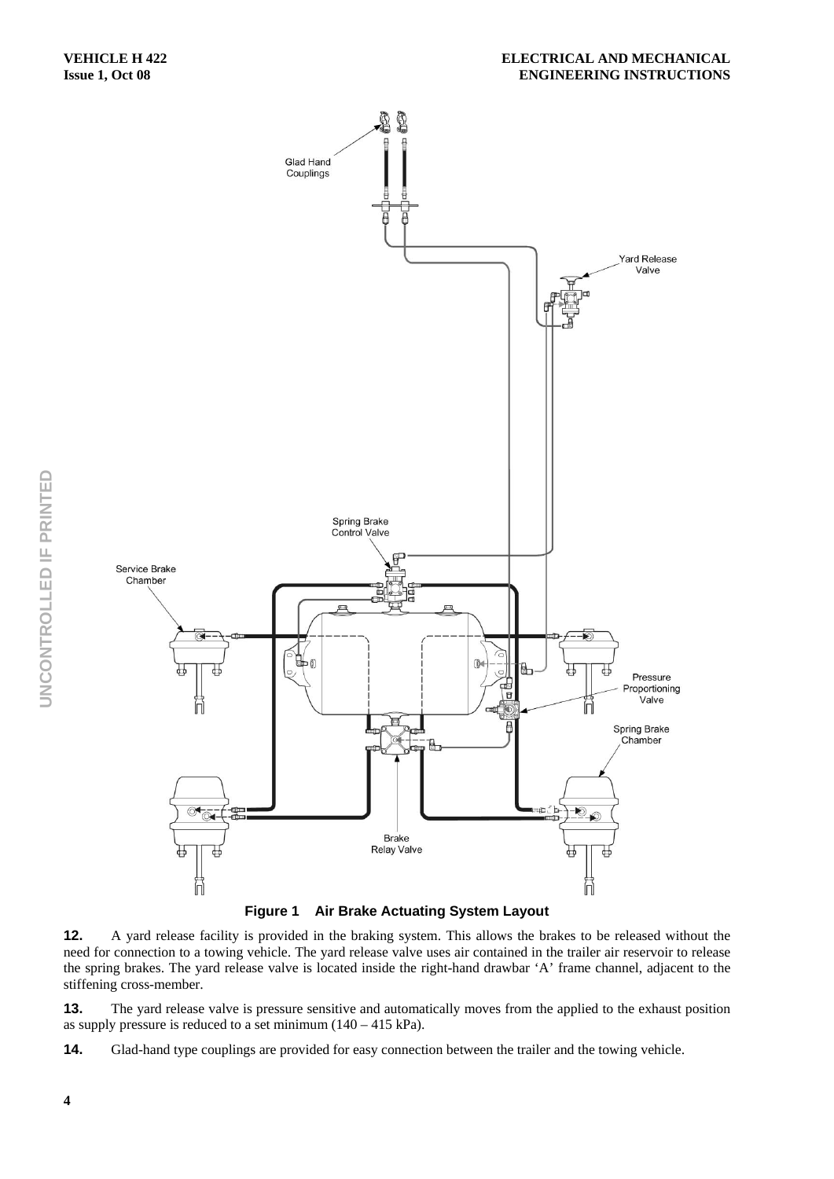**Figure 1 Air Brake Actuating System Layout**

**12.** A yard release facility is provided in the braking system. This allows the brakes to be released without the need for connection to a towing vehicle. The yard release valve uses air contained in the trailer air reservoir to release the spring brakes. The yard release valve is located inside the right-hand drawbar ‘A’ frame channel, adjacent to the stiffening cross-member.

**13.** The yard release valve is pressure sensitive and automatically moves from the applied to the exhaust position as supply pressure is reduced to a set minimum (140 – 415 kPa).

**14.** Glad-hand type couplings are provided for easy connection between the trailer and the towing vehicle.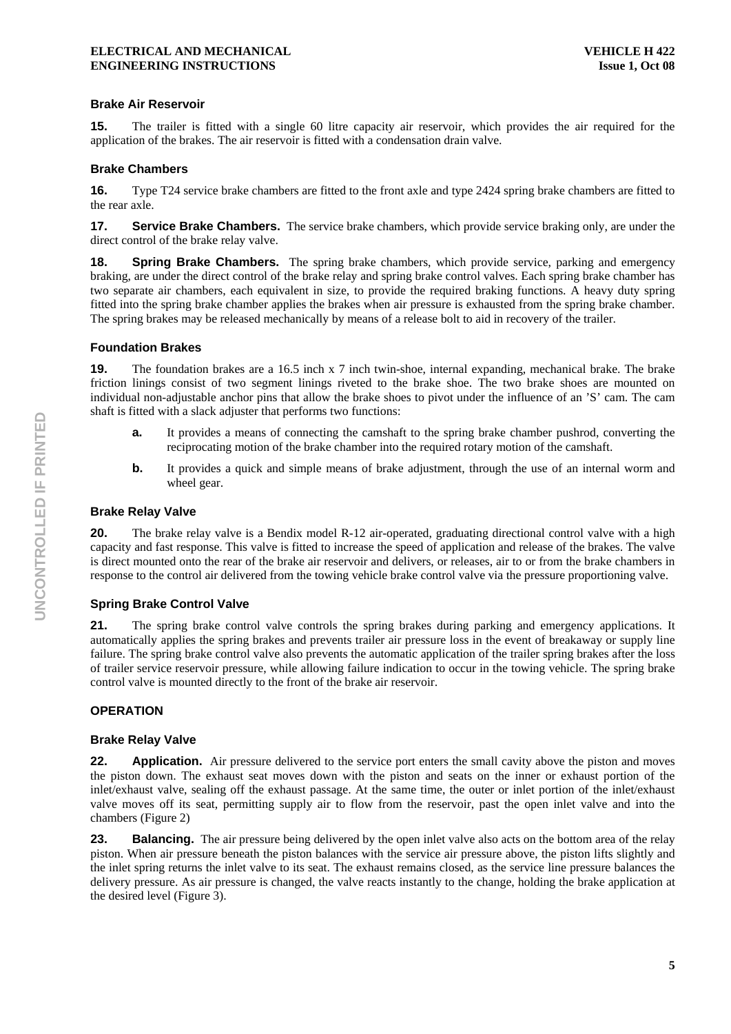### Brake Air Reservoir

**15.** The trailer is fitted with a single 60 litre capacity air reservoir, which provides the air required for the application of the brakes. The air reservoir is fitted with a condensation drain valve.

### Brake Chambers

**16.** Type T24 service brake chambers are fitted to the front axle and type 2424 spring brake chambers are fitted to the rear axle.

**17. Service Brake Chambers.** The service brake chambers, which provide service braking only, are under the direct control of the brake relay valve.

**18. Spring Brake Chambers.** The spring brake chambers, which provide service, parking and emergency braking, are under the direct control of the brake relay and spring brake control valves. Each spring brake chamber has two separate air chambers, each equivalent in size, to provide the required braking functions. A heavy duty spring fitted into the spring brake chamber applies the brakes when air pressure is exhausted from the spring brake chamber. The spring brakes may be released mechanically by means of a release bolt to aid in recovery of the trailer.

### Foundation Brakes

**19.** The foundation brakes are a 16.5 inch x 7 inch twin-shoe, internal expanding, mechanical brake. The brake friction linings consist of two segment linings riveted to the brake shoe. The two brake shoes are mounted on individual non-adjustable anchor pins that allow the brake shoes to pivot under the influence of an 'S' cam. The cam shaft is fitted with a slack adjuster that performs two functions:

- **a.** It provides a means of connecting the camshaft to the spring brake chamber pushrod, converting the reciprocating motion of the brake chamber into the required rotary motion of the camshaft.
- **b.** It provides a quick and simple means of brake adjustment, through the use of an internal worm and wheel gear.

### Brake Relay Valve

**20.** The brake relay valve is a Bendix model R-12 air-operated, graduating directional control valve with a high capacity and fast response. This valve is fitted to increase the speed of application and release of the brakes. The valve is direct mounted onto the rear of the brake air reservoir and delivers, or releases, air to or from the brake chambers in response to the control air delivered from the towing vehicle brake control valve via the pressure proportioning valve.

### Spring Brake Control Valve

**21.** The spring brake control valve controls the spring brakes during parking and emergency applications. It automatically applies the spring brakes and prevents trailer air pressure loss in the event of breakaway or supply line failure. The spring brake control valve also prevents the automatic application of the trailer spring brakes after the loss of trailer service reservoir pressure, while allowing failure indication to occur in the towing vehicle. The spring brake control valve is mounted directly to the front of the brake air reservoir.

## OPERATION

### Brake Relay Valve

**22. Application.** Air pressure delivered to the service port enters the small cavity above the piston and moves the piston down. The exhaust seat moves down with the piston and seats on the inner or exhaust portion of the inlet/exhaust valve, sealing off the exhaust passage. At the same time, the outer or inlet portion of the inlet/exhaust valve moves off its seat, permitting supply air to flow from the reservoir, past the open inlet valve and into the chambers (Figure 2)

**23. Balancing.** The air pressure being delivered by the open inlet valve also acts on the bottom area of the relay piston. When air pressure beneath the piston balances with the service air pressure above, the piston lifts slightly and the inlet spring returns the inlet valve to its seat. The exhaust remains closed, as the service line pressure balances the delivery pressure. As air pressure is changed, the valve reacts instantly to the change, holding the brake application at the desired level (Figure 3).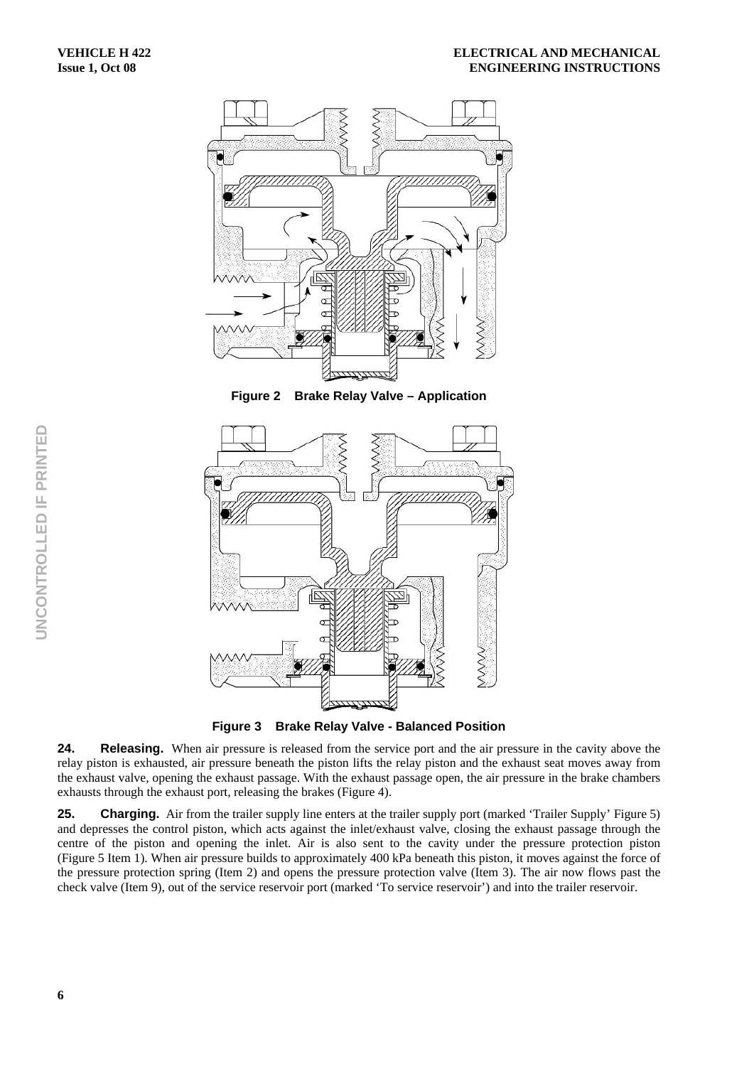Figure 2 Brake Relay Valve – Application

Figure 3 Brake Relay Valve - Balanced Position

**24. Releasing.** When air pressure is released from the service port and the air pressure in the cavity above the relay piston is exhausted, air pressure beneath the piston lifts the relay piston and the exhaust seat moves away from the exhaust valve, opening the exhaust passage. With the exhaust passage open, the air pressure in the brake chambers exhausts through the exhaust port, releasing the brakes (Figure 4).

**25. Charging.** Air from the trailer supply line enters at the trailer supply port (marked 'Trailer Supply' Figure 5) and depresses the control piston, which acts against the inlet/exhaust valve, closing the exhaust passage through the centre of the piston and opening the inlet. Air is also sent to the cavity under the pressure protection piston (Figure 5 Item 1). When air pressure builds to approximately 400 kPa beneath this piston, it moves against the force of the pressure protection spring (Item 2) and opens the pressure protection valve (Item 3). The air now flows past the check valve (Item 9), out of the service reservoir port (marked 'To service reservoir') and into the trailer reservoir.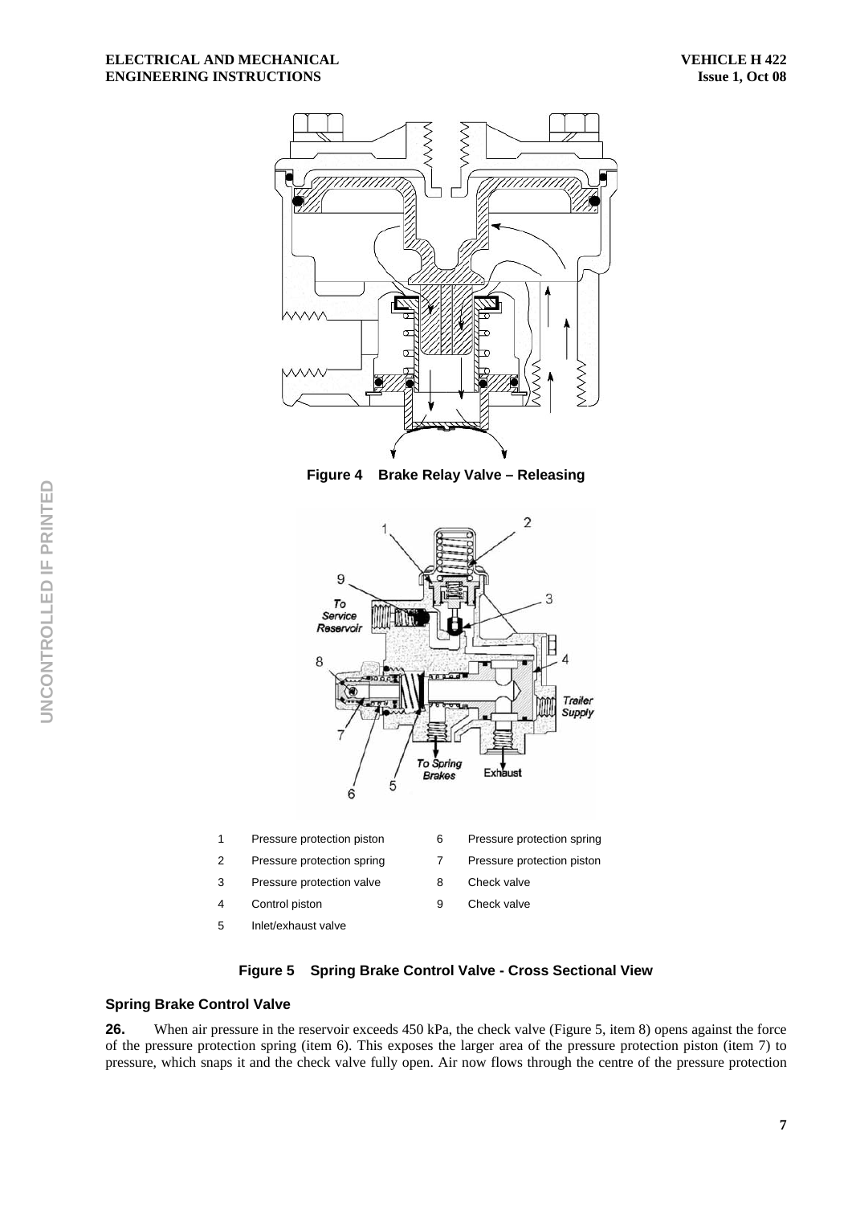**Figure 4 Brake Relay Valve – Releasing**

| | | | |
|---|---|---|---|
| 1 | Pressure protection piston | 6 | Pressure protection spring |
| 2 | Pressure protection spring | 7 | Pressure protection piston |
| 3 | Pressure protection valve | 8 | Check valve |
| 4 | Control piston | 9 | Check valve |
| 5 | Inlet/exhaust valve | | |

**Figure 5 Spring Brake Control Valve - Cross Sectional View**

### Spring Brake Control Valve

**26.** When air pressure in the reservoir exceeds 450 kPa, the check valve (Figure 5, item 8) opens against the force of the pressure protection spring (item 6). This exposes the larger area of the pressure protection piston (item 7) to pressure, which snaps it and the check valve fully open. Air now flows through the centre of the pressure protection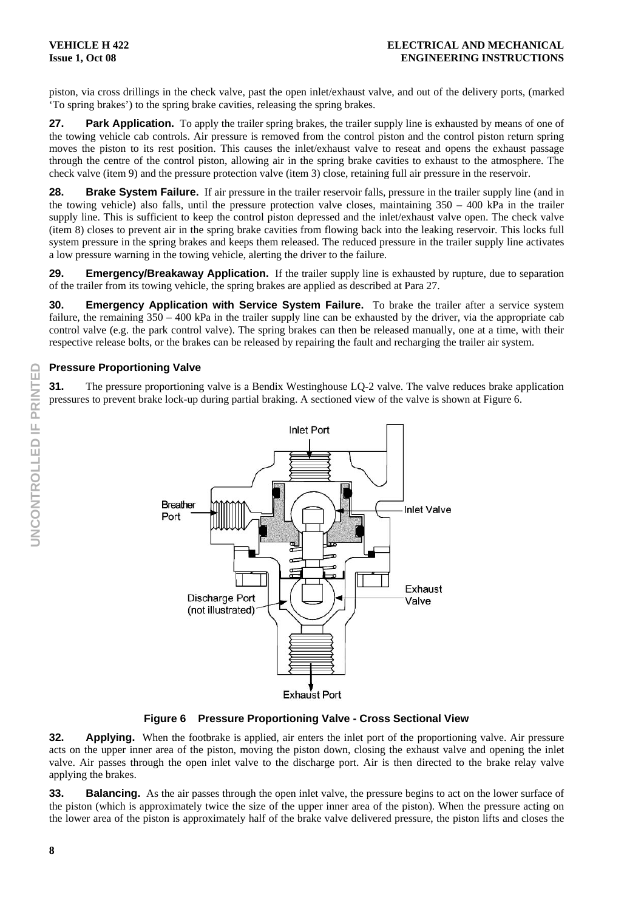piston, via cross drillings in the check valve, past the open inlet/exhaust valve, and out of the delivery ports, (marked 'To spring brakes') to the spring brake cavities, releasing the spring brakes.

**27. Park Application.** To apply the trailer spring brakes, the trailer supply line is exhausted by means of one of the towing vehicle cab controls. Air pressure is removed from the control piston and the control piston return spring moves the piston to its rest position. This causes the inlet/exhaust valve to reseat and opens the exhaust passage through the centre of the control piston, allowing air in the spring brake cavities to exhaust to the atmosphere. The check valve (item 9) and the pressure protection valve (item 3) close, retaining full air pressure in the reservoir.

**28. Brake System Failure.** If air pressure in the trailer reservoir falls, pressure in the trailer supply line (and in the towing vehicle) also falls, until the pressure protection valve closes, maintaining 350 – 400 kPa in the trailer supply line. This is sufficient to keep the control piston depressed and the inlet/exhaust valve open. The check valve (item 8) closes to prevent air in the spring brake cavities from flowing back into the leaking reservoir. This locks full system pressure in the spring brakes and keeps them released. The reduced pressure in the trailer supply line activates a low pressure warning in the towing vehicle, alerting the driver to the failure.

**29. Emergency/Breakaway Application.** If the trailer supply line is exhausted by rupture, due to separation of the trailer from its towing vehicle, the spring brakes are applied as described at Para 27.

**30. Emergency Application with Service System Failure.** To brake the trailer after a service system failure, the remaining 350 – 400 kPa in the trailer supply line can be exhausted by the driver, via the appropriate cab control valve (e.g. the park control valve). The spring brakes can then be released manually, one at a time, with their respective release bolts, or the brakes can be released by repairing the fault and recharging the trailer air system.

### Pressure Proportioning Valve

**31.** The pressure proportioning valve is a Bendix Westinghouse LQ-2 valve. The valve reduces brake application pressures to prevent brake lock-up during partial braking. A sectioned view of the valve is shown at Figure 6.

**Figure 6 Pressure Proportioning Valve - Cross Sectional View**

**32. Applying.** When the footbrake is applied, air enters the inlet port of the proportioning valve. Air pressure acts on the upper inner area of the piston, moving the piston down, closing the exhaust valve and opening the inlet valve. Air passes through the open inlet valve to the discharge port. Air is then directed to the brake relay valve applying the brakes.

**33. Balancing.** As the air passes through the open inlet valve, the pressure begins to act on the lower surface of the piston (which is approximately twice the size of the upper inner area of the piston). When the pressure acting on the lower area of the piston is approximately half of the brake valve delivered pressure, the piston lifts and closes the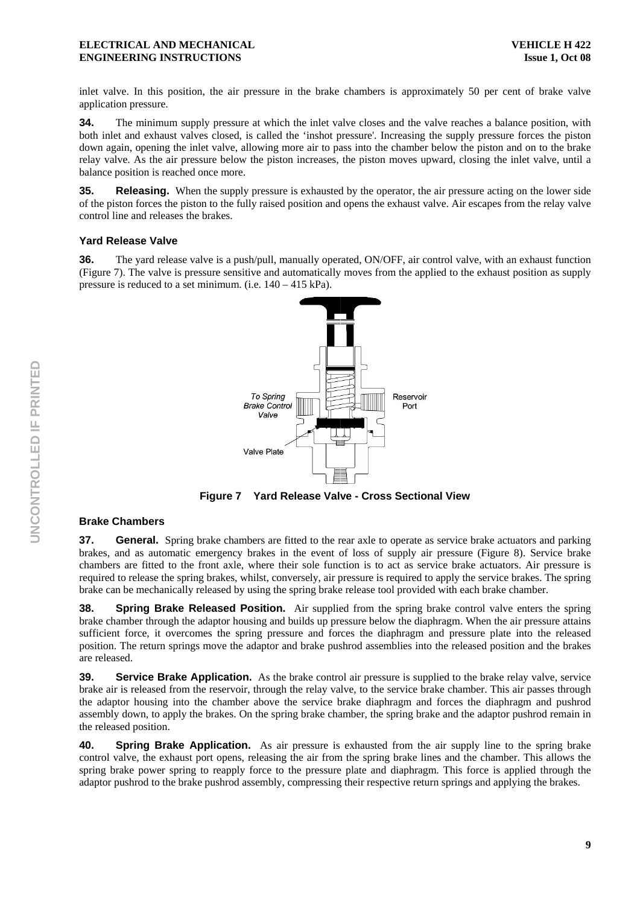inlet valve. In this position, the air pressure in the brake chambers is approximately 50 per cent of brake valve application pressure.

**34.** The minimum supply pressure at which the inlet valve closes and the valve reaches a balance position, with both inlet and exhaust valves closed, is called the 'inshot pressure'. Increasing the supply pressure forces the piston down again, opening the inlet valve, allowing more air to pass into the chamber below the piston and on to the brake relay valve. As the air pressure below the piston increases, the piston moves upward, closing the inlet valve, until a balance position is reached once more.

**35. Releasing.** When the supply pressure is exhausted by the operator, the air pressure acting on the lower side of the piston forces the piston to the fully raised position and opens the exhaust valve. Air escapes from the relay valve control line and releases the brakes.

### Yard Release Valve

**36.** The yard release valve is a push/pull, manually operated, ON/OFF, air control valve, with an exhaust function (Figure 7). The valve is pressure sensitive and automatically moves from the applied to the exhaust position as supply pressure is reduced to a set minimum. (i.e. 140 – 415 kPa).

To Spring Brake Control Valve

Reservoir Port

Valve Plate

**Figure 7 Yard Release Valve - Cross Sectional View**

### Brake Chambers

**37. General.** Spring brake chambers are fitted to the rear axle to operate as service brake actuators and parking brakes, and as automatic emergency brakes in the event of loss of supply air pressure (Figure 8). Service brake chambers are fitted to the front axle, where their sole function is to act as service brake actuators. Air pressure is required to release the spring brakes, whilst, conversely, air pressure is required to apply the service brakes. The spring brake can be mechanically released by using the spring brake release tool provided with each brake chamber.

**38. Spring Brake Released Position.** Air supplied from the spring brake control valve enters the spring brake chamber through the adaptor housing and builds up pressure below the diaphragm. When the air pressure attains sufficient force, it overcomes the spring pressure and forces the diaphragm and pressure plate into the released position. The return springs move the adaptor and brake pushrod assemblies into the released position and the brakes are released.

**39. Service Brake Application.** As the brake control air pressure is supplied to the brake relay valve, service brake air is released from the reservoir, through the relay valve, to the service brake chamber. This air passes through the adaptor housing into the chamber above the service brake diaphragm and forces the diaphragm and pushrod assembly down, to apply the brakes. On the spring brake chamber, the spring brake and the adaptor pushrod remain in the released position.

**40. Spring Brake Application.** As air pressure is exhausted from the air supply line to the spring brake control valve, the exhaust port opens, releasing the air from the spring brake lines and the chamber. This allows the spring brake power spring to reapply force to the pressure plate and diaphragm. This force is applied through the adaptor pushrod to the brake pushrod assembly, compressing their respective return springs and applying the brakes.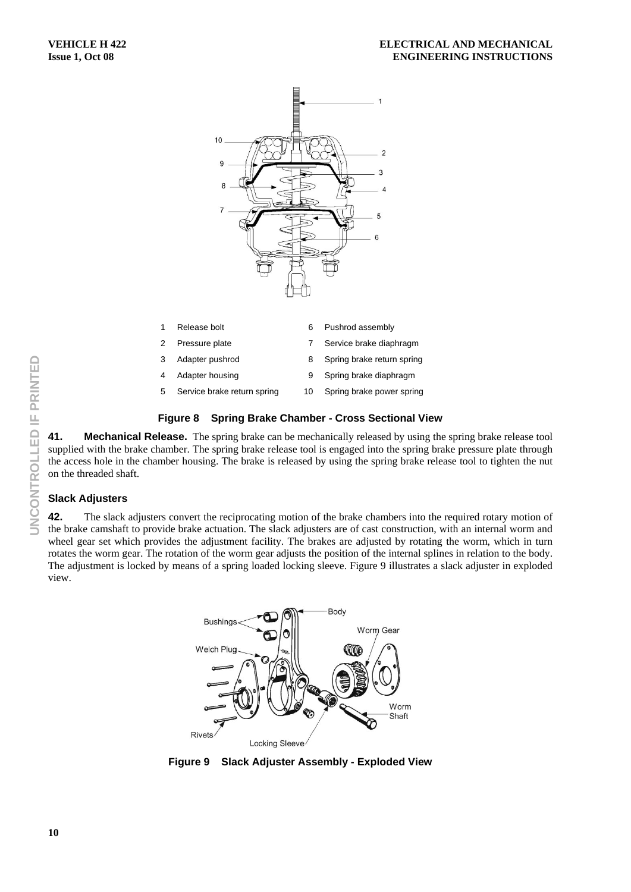| | | | |
|---|---|---|---|
| 1 | Release bolt | 6 | Pushrod assembly |
| 2 | Pressure plate | 7 | Service brake diaphragm |
| 3 | Adapter pushrod | 8 | Spring brake return spring |
| 4 | Adapter housing | 9 | Spring brake diaphragm |
| 5 | Service brake return spring | 10 | Spring brake power spring |

**Figure 8 Spring Brake Chamber - Cross Sectional View**

**41. Mechanical Release.** The spring brake can be mechanically released by using the spring brake release tool supplied with the brake chamber. The spring brake release tool is engaged into the spring brake pressure plate through the access hole in the chamber housing. The brake is released by using the spring brake release tool to tighten the nut on the threaded shaft.

### Slack Adjusters

**42.** The slack adjusters convert the reciprocating motion of the brake chambers into the required rotary motion of the brake camshaft to provide brake actuation. The slack adjusters are of cast construction, with an internal worm and wheel gear set which provides the adjustment facility. The brakes are adjusted by rotating the worm, which in turn rotates the worm gear. The rotation of the worm gear adjusts the position of the internal splines in relation to the body. The adjustment is locked by means of a spring loaded locking sleeve. Figure 9 illustrates a slack adjuster in exploded view.

**Figure 9 Slack Adjuster Assembly - Exploded View**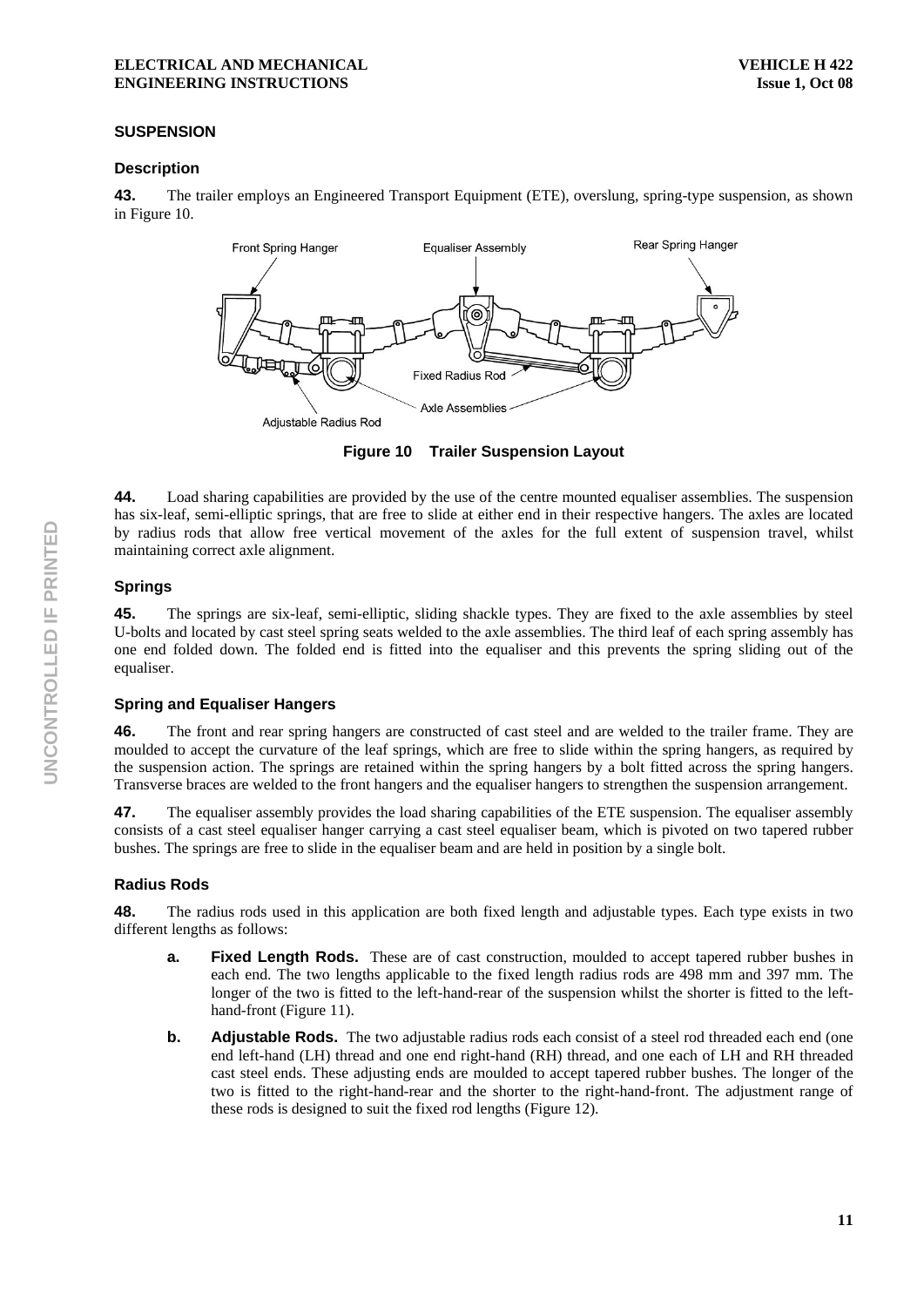## SUSPENSION

### Description

**43.** The trailer employs an Engineered Transport Equipment (ETE), overslung, spring-type suspension, as shown in Figure 10.

**Figure 10 Trailer Suspension Layout**

**44.** Load sharing capabilities are provided by the use of the centre mounted equaliser assemblies. The suspension has six-leaf, semi-elliptic springs, that are free to slide at either end in their respective hangers. The axles are located by radius rods that allow free vertical movement of the axles for the full extent of suspension travel, whilst maintaining correct axle alignment.

### Springs

**45.** The springs are six-leaf, semi-elliptic, sliding shackle types. They are fixed to the axle assemblies by steel U-bolts and located by cast steel spring seats welded to the axle assemblies. The third leaf of each spring assembly has one end folded down. The folded end is fitted into the equaliser and this prevents the spring sliding out of the equaliser.

### Spring and Equaliser Hangers

**46.** The front and rear spring hangers are constructed of cast steel and are welded to the trailer frame. They are moulded to accept the curvature of the leaf springs, which are free to slide within the spring hangers, as required by the suspension action. The springs are retained within the spring hangers by a bolt fitted across the spring hangers. Transverse braces are welded to the front hangers and the equaliser hangers to strengthen the suspension arrangement.

**47.** The equaliser assembly provides the load sharing capabilities of the ETE suspension. The equaliser assembly consists of a cast steel equaliser hanger carrying a cast steel equaliser beam, which is pivoted on two tapered rubber bushes. The springs are free to slide in the equaliser beam and are held in position by a single bolt.

### Radius Rods

**48.** The radius rods used in this application are both fixed length and adjustable types. Each type exists in two different lengths as follows:

- **a. Fixed Length Rods.** These are of cast construction, moulded to accept tapered rubber bushes in each end. The two lengths applicable to the fixed length radius rods are 498 mm and 397 mm. The longer of the two is fitted to the left-hand-rear of the suspension whilst the shorter is fitted to the left-hand-front (Figure 11).

- **b. Adjustable Rods.** The two adjustable radius rods each consist of a steel rod threaded each end (one end left-hand (LH) thread and one end right-hand (RH) thread, and one each of LH and RH threaded cast steel ends. These adjusting ends are moulded to accept tapered rubber bushes. The longer of the two is fitted to the right-hand-rear and the shorter to the right-hand-front. The adjustment range of these rods is designed to suit the fixed rod lengths (Figure 12).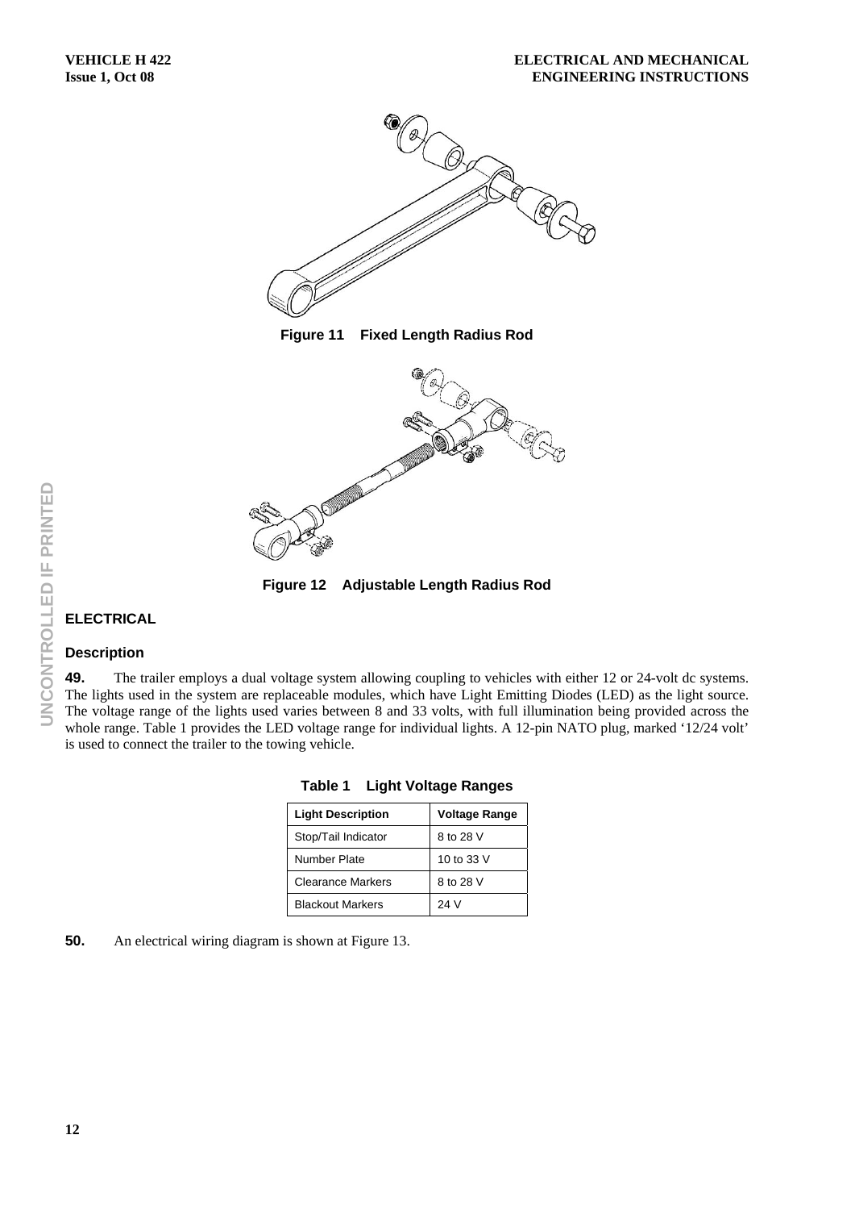Figure 11 Fixed Length Radius Rod

Figure 12 Adjustable Length Radius Rod

## ELECTRICAL

### Description

**49.** The trailer employs a dual voltage system allowing coupling to vehicles with either 12 or 24-volt dc systems. The lights used in the system are replaceable modules, which have Light Emitting Diodes (LED) as the light source. The voltage range of the lights used varies between 8 and 33 volts, with full illumination being provided across the whole range. Table 1 provides the LED voltage range for individual lights. A 12-pin NATO plug, marked '12/24 volt' is used to connect the trailer to the towing vehicle.

**Table 1 Light Voltage Ranges**

| Light Description | Voltage Range |
|---|---|
| Stop/Tail Indicator | 8 to 28 V |
| Number Plate | 10 to 33 V |
| Clearance Markers | 8 to 28 V |
| Blackout Markers | 24 V |

**50.** An electrical wiring diagram is shown at Figure 13.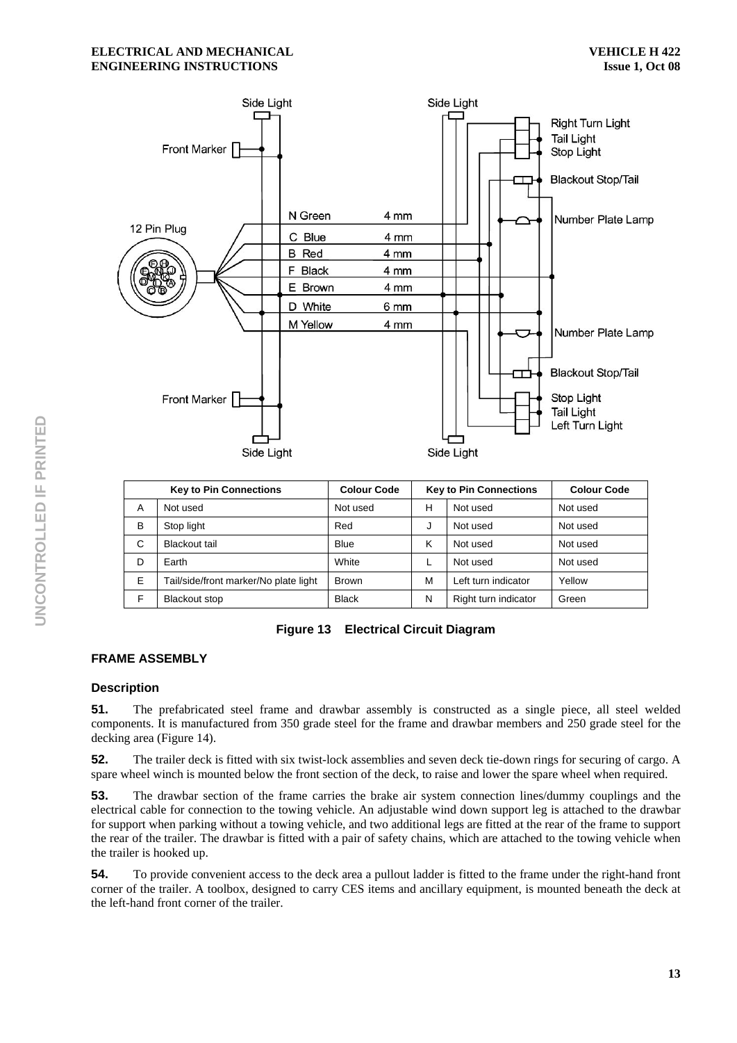| Key to Pin Connections | | Colour Code | Key to Pin Connections | | Colour Code |
|---|---|---|---|---|---|
| A | Not used | Not used | H | Not used | Not used |
| B | Stop light | Red | J | Not used | Not used |
| C | Blackout tail | Blue | K | Not used | Not used |
| D | Earth | White | L | Not used | Not used |
| E | Tail/side/front marker/No plate light | Brown | M | Left turn indicator | Yellow |
| F | Blackout stop | Black | N | Right turn indicator | Green |

**Figure 13 Electrical Circuit Diagram**

## FRAME ASSEMBLY

### Description

**51.** The prefabricated steel frame and drawbar assembly is constructed as a single piece, all steel welded components. It is manufactured from 350 grade steel for the frame and drawbar members and 250 grade steel for the decking area (Figure 14).

**52.** The trailer deck is fitted with six twist-lock assemblies and seven deck tie-down rings for securing of cargo. A spare wheel winch is mounted below the front section of the deck, to raise and lower the spare wheel when required.

**53.** The drawbar section of the frame carries the brake air system connection lines/dummy couplings and the electrical cable for connection to the towing vehicle. An adjustable wind down support leg is attached to the drawbar for support when parking without a towing vehicle, and two additional legs are fitted at the rear of the frame to support the rear of the trailer. The drawbar is fitted with a pair of safety chains, which are attached to the towing vehicle when the trailer is hooked up.

**54.** To provide convenient access to the deck area a pullout ladder is fitted to the frame under the right-hand front corner of the trailer. A toolbox, designed to carry CES items and ancillary equipment, is mounted beneath the deck at the left-hand front corner of the trailer.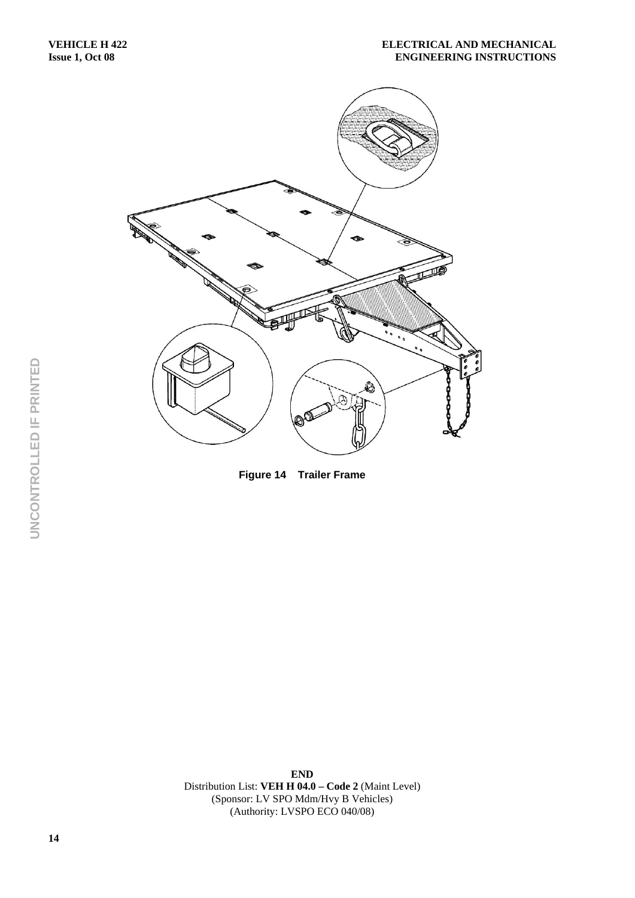**Figure 14 Trailer Frame**

**END**

Distribution List: **VEH H 04.0 – Code 2** (Maint Level)
(Sponsor: LV SPO Mdm/Hvy B Vehicles)
(Authority: LVSPO ECO 040/08)